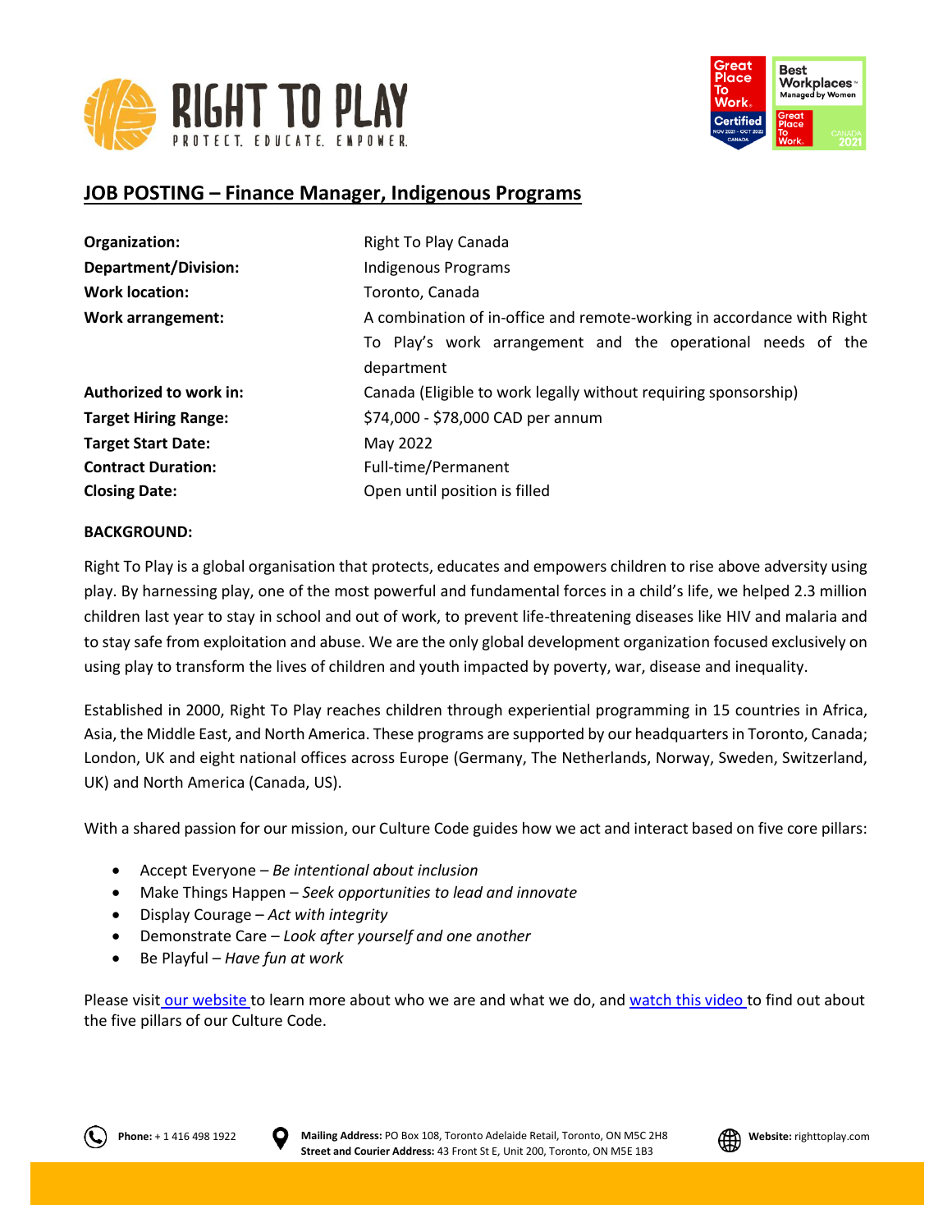# JOB POSTING – Finance Manager, Indigenous Programs

| | |
|---|---|
| **Organization:** | Right To Play Canada |
| **Department/Division:** | Indigenous Programs |
| **Work location:** | Toronto, Canada |
| **Work arrangement:** | A combination of in-office and remote-working in accordance with Right To Play's work arrangement and the operational needs of the department |
| **Authorized to work in:** | Canada (Eligible to work legally without requiring sponsorship) |
| **Target Hiring Range:** | $74,000 - $78,000 CAD per annum |
| **Target Start Date:** | May 2022 |
| **Contract Duration:** | Full-time/Permanent |
| **Closing Date:** | Open until position is filled |

**BACKGROUND:**

Right To Play is a global organisation that protects, educates and empowers children to rise above adversity using play. By harnessing play, one of the most powerful and fundamental forces in a child's life, we helped 2.3 million children last year to stay in school and out of work, to prevent life-threatening diseases like HIV and malaria and to stay safe from exploitation and abuse. We are the only global development organization focused exclusively on using play to transform the lives of children and youth impacted by poverty, war, disease and inequality.

Established in 2000, Right To Play reaches children through experiential programming in 15 countries in Africa, Asia, the Middle East, and North America. These programs are supported by our headquarters in Toronto, Canada; London, UK and eight national offices across Europe (Germany, The Netherlands, Norway, Sweden, Switzerland, UK) and North America (Canada, US).

With a shared passion for our mission, our Culture Code guides how we act and interact based on five core pillars:

- Accept Everyone – *Be intentional about inclusion*
- Make Things Happen – *Seek opportunities to lead and innovate*
- Display Courage – *Act with integrity*
- Demonstrate Care – *Look after yourself and one another*
- Be Playful – *Have fun at work*

Please visit our website to learn more about who we are and what we do, and watch this video to find out about the five pillars of our Culture Code.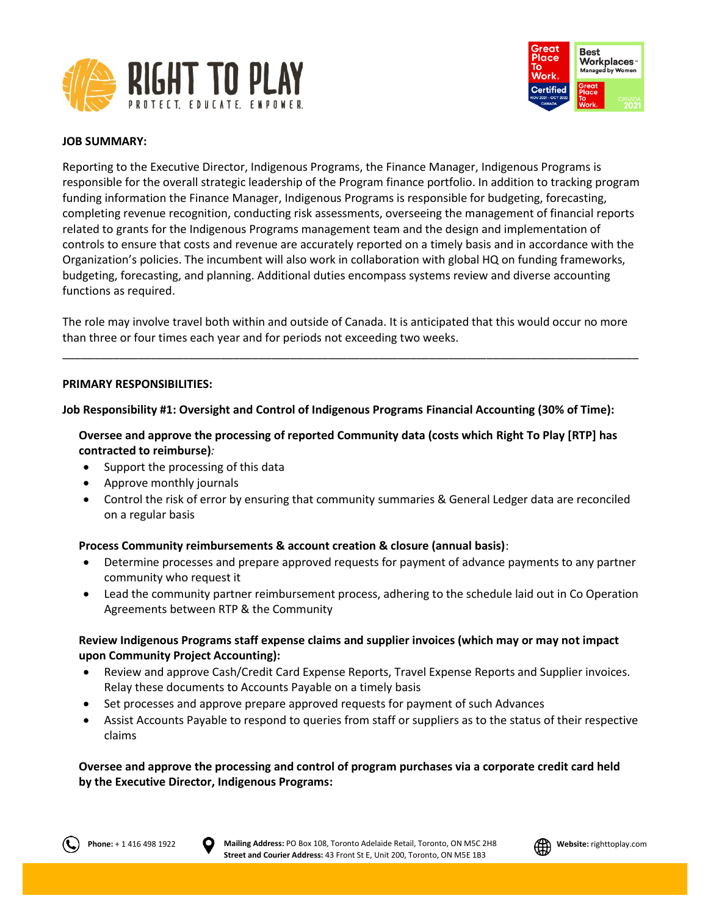**JOB SUMMARY:**

Reporting to the Executive Director, Indigenous Programs, the Finance Manager, Indigenous Programs is responsible for the overall strategic leadership of the Program finance portfolio. In addition to tracking program funding information the Finance Manager, Indigenous Programs is responsible for budgeting, forecasting, completing revenue recognition, conducting risk assessments, overseeing the management of financial reports related to grants for the Indigenous Programs management team and the design and implementation of controls to ensure that costs and revenue are accurately reported on a timely basis and in accordance with the Organization's policies. The incumbent will also work in collaboration with global HQ on funding frameworks, budgeting, forecasting, and planning. Additional duties encompass systems review and diverse accounting functions as required.

The role may involve travel both within and outside of Canada. It is anticipated that this would occur no more than three or four times each year and for periods not exceeding two weeks.

---

**PRIMARY RESPONSIBILITIES:**

**Job Responsibility #1: Oversight and Control of Indigenous Programs Financial Accounting (30% of Time):**

**Oversee and approve the processing of reported Community data (costs which Right To Play [RTP] has contracted to reimburse)***:*

- Support the processing of this data
- Approve monthly journals
- Control the risk of error by ensuring that community summaries & General Ledger data are reconciled on a regular basis

**Process Community reimbursements & account creation & closure (annual basis)**:

- Determine processes and prepare approved requests for payment of advance payments to any partner community who request it
- Lead the community partner reimbursement process, adhering to the schedule laid out in Co Operation Agreements between RTP & the Community

**Review Indigenous Programs staff expense claims and supplier invoices (which may or may not impact upon Community Project Accounting):**

- Review and approve Cash/Credit Card Expense Reports, Travel Expense Reports and Supplier invoices. Relay these documents to Accounts Payable on a timely basis
- Set processes and approve prepare approved requests for payment of such Advances
- Assist Accounts Payable to respond to queries from staff or suppliers as to the status of their respective claims

**Oversee and approve the processing and control of program purchases via a corporate credit card held by the Executive Director, Indigenous Programs:**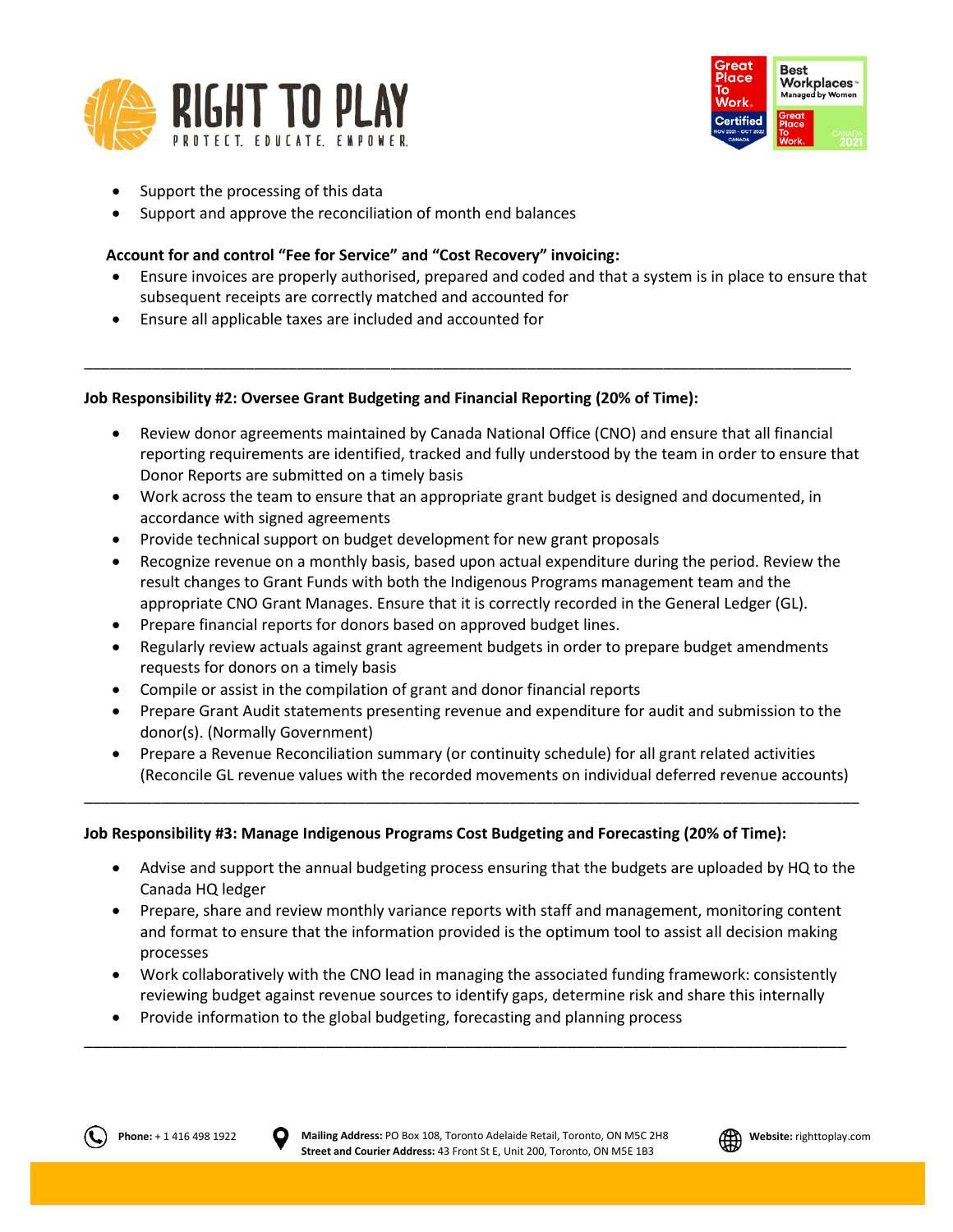- Support the processing of this data
- Support and approve the reconciliation of month end balances

**Account for and control "Fee for Service" and "Cost Recovery" invoicing:**

- Ensure invoices are properly authorised, prepared and coded and that a system is in place to ensure that subsequent receipts are correctly matched and accounted for
- Ensure all applicable taxes are included and accounted for

---

**Job Responsibility #2: Oversee Grant Budgeting and Financial Reporting (20% of Time):**

- Review donor agreements maintained by Canada National Office (CNO) and ensure that all financial reporting requirements are identified, tracked and fully understood by the team in order to ensure that Donor Reports are submitted on a timely basis
- Work across the team to ensure that an appropriate grant budget is designed and documented, in accordance with signed agreements
- Provide technical support on budget development for new grant proposals
- Recognize revenue on a monthly basis, based upon actual expenditure during the period. Review the result changes to Grant Funds with both the Indigenous Programs management team and the appropriate CNO Grant Manages. Ensure that it is correctly recorded in the General Ledger (GL).
- Prepare financial reports for donors based on approved budget lines.
- Regularly review actuals against grant agreement budgets in order to prepare budget amendments requests for donors on a timely basis
- Compile or assist in the compilation of grant and donor financial reports
- Prepare Grant Audit statements presenting revenue and expenditure for audit and submission to the donor(s). (Normally Government)
- Prepare a Revenue Reconciliation summary (or continuity schedule) for all grant related activities (Reconcile GL revenue values with the recorded movements on individual deferred revenue accounts)

---

**Job Responsibility #3: Manage Indigenous Programs Cost Budgeting and Forecasting (20% of Time):**

- Advise and support the annual budgeting process ensuring that the budgets are uploaded by HQ to the Canada HQ ledger
- Prepare, share and review monthly variance reports with staff and management, monitoring content and format to ensure that the information provided is the optimum tool to assist all decision making processes
- Work collaboratively with the CNO lead in managing the associated funding framework: consistently reviewing budget against revenue sources to identify gaps, determine risk and share this internally
- Provide information to the global budgeting, forecasting and planning process

---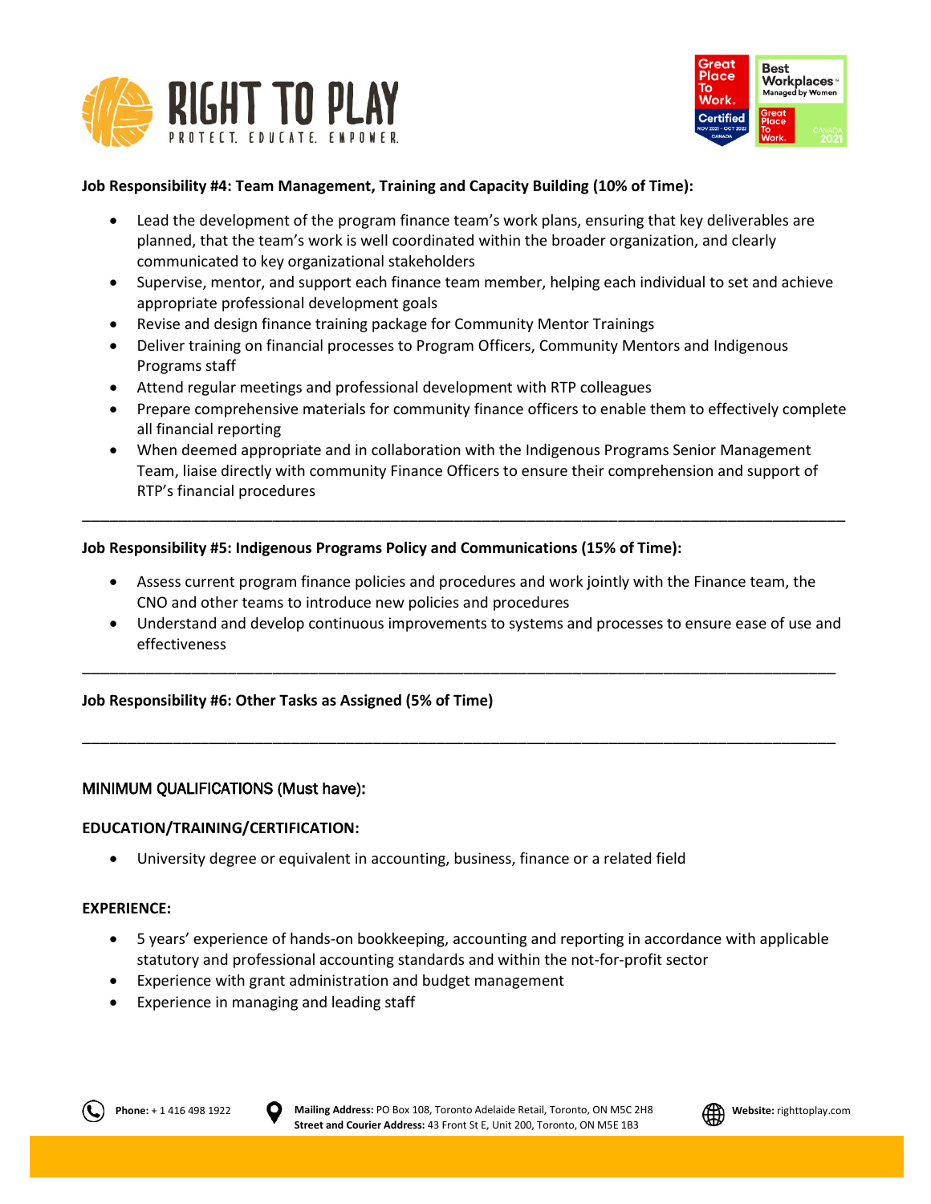**Job Responsibility #4: Team Management, Training and Capacity Building (10% of Time):**

- Lead the development of the program finance team's work plans, ensuring that key deliverables are planned, that the team's work is well coordinated within the broader organization, and clearly communicated to key organizational stakeholders
- Supervise, mentor, and support each finance team member, helping each individual to set and achieve appropriate professional development goals
- Revise and design finance training package for Community Mentor Trainings
- Deliver training on financial processes to Program Officers, Community Mentors and Indigenous Programs staff
- Attend regular meetings and professional development with RTP colleagues
- Prepare comprehensive materials for community finance officers to enable them to effectively complete all financial reporting
- When deemed appropriate and in collaboration with the Indigenous Programs Senior Management Team, liaise directly with community Finance Officers to ensure their comprehension and support of RTP's financial procedures

---

**Job Responsibility #5: Indigenous Programs Policy and Communications (15% of Time):**

- Assess current program finance policies and procedures and work jointly with the Finance team, the CNO and other teams to introduce new policies and procedures
- Understand and develop continuous improvements to systems and processes to ensure ease of use and effectiveness

---

**Job Responsibility #6: Other Tasks as Assigned (5% of Time)**

---

MINIMUM QUALIFICATIONS (Must have):

**EDUCATION/TRAINING/CERTIFICATION:**

- University degree or equivalent in accounting, business, finance or a related field

**EXPERIENCE:**

- 5 years' experience of hands-on bookkeeping, accounting and reporting in accordance with applicable statutory and professional accounting standards and within the not-for-profit sector
- Experience with grant administration and budget management
- Experience in managing and leading staff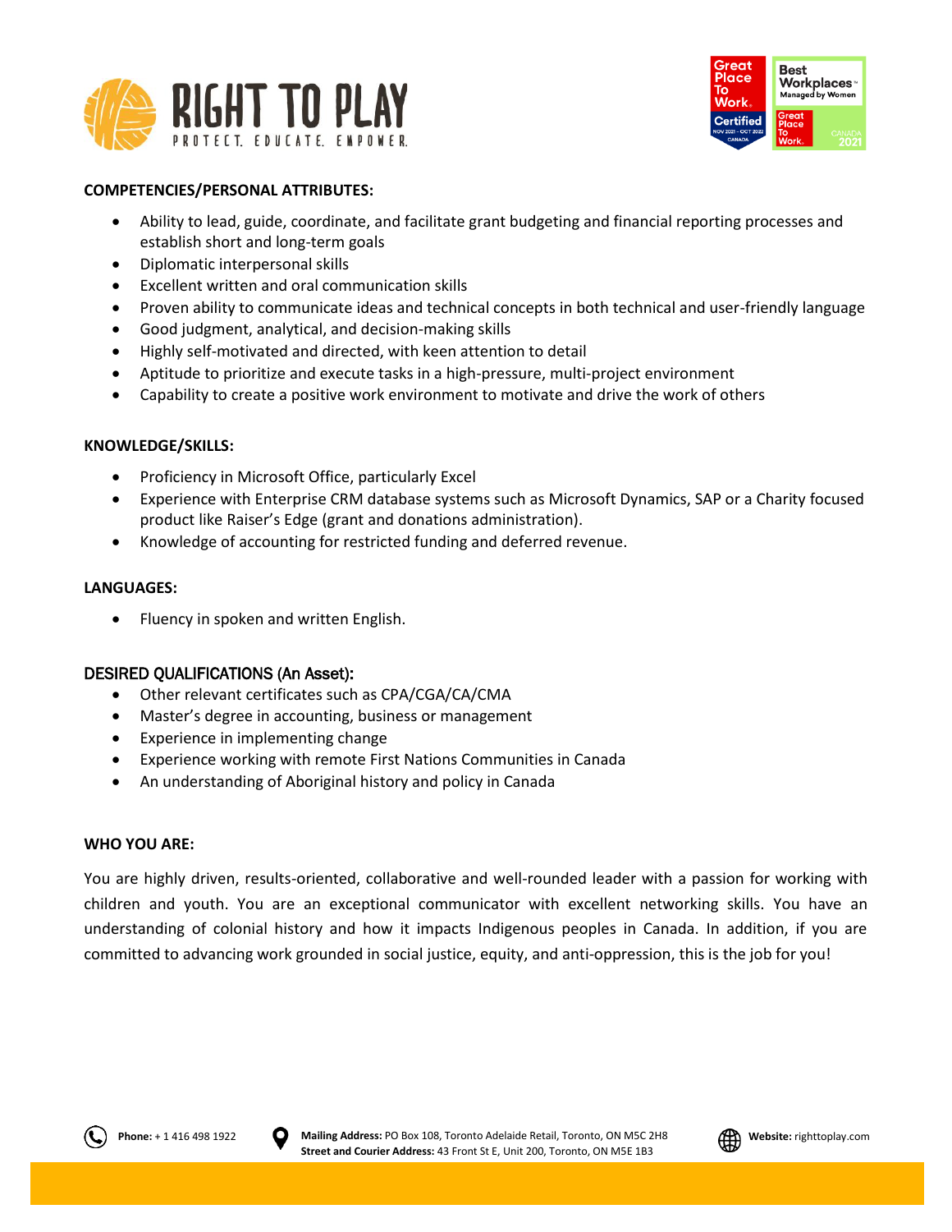**COMPETENCIES/PERSONAL ATTRIBUTES:**

- Ability to lead, guide, coordinate, and facilitate grant budgeting and financial reporting processes and establish short and long-term goals
- Diplomatic interpersonal skills
- Excellent written and oral communication skills
- Proven ability to communicate ideas and technical concepts in both technical and user-friendly language
- Good judgment, analytical, and decision-making skills
- Highly self-motivated and directed, with keen attention to detail
- Aptitude to prioritize and execute tasks in a high-pressure, multi-project environment
- Capability to create a positive work environment to motivate and drive the work of others

**KNOWLEDGE/SKILLS:**

- Proficiency in Microsoft Office, particularly Excel
- Experience with Enterprise CRM database systems such as Microsoft Dynamics, SAP or a Charity focused product like Raiser's Edge (grant and donations administration).
- Knowledge of accounting for restricted funding and deferred revenue.

**LANGUAGES:**

- Fluency in spoken and written English.

DESIRED QUALIFICATIONS (An Asset):

- Other relevant certificates such as CPA/CGA/CA/CMA
- Master's degree in accounting, business or management
- Experience in implementing change
- Experience working with remote First Nations Communities in Canada
- An understanding of Aboriginal history and policy in Canada

**WHO YOU ARE:**

You are highly driven, results-oriented, collaborative and well-rounded leader with a passion for working with children and youth. You are an exceptional communicator with excellent networking skills. You have an understanding of colonial history and how it impacts Indigenous peoples in Canada. In addition, if you are committed to advancing work grounded in social justice, equity, and anti-oppression, this is the job for you!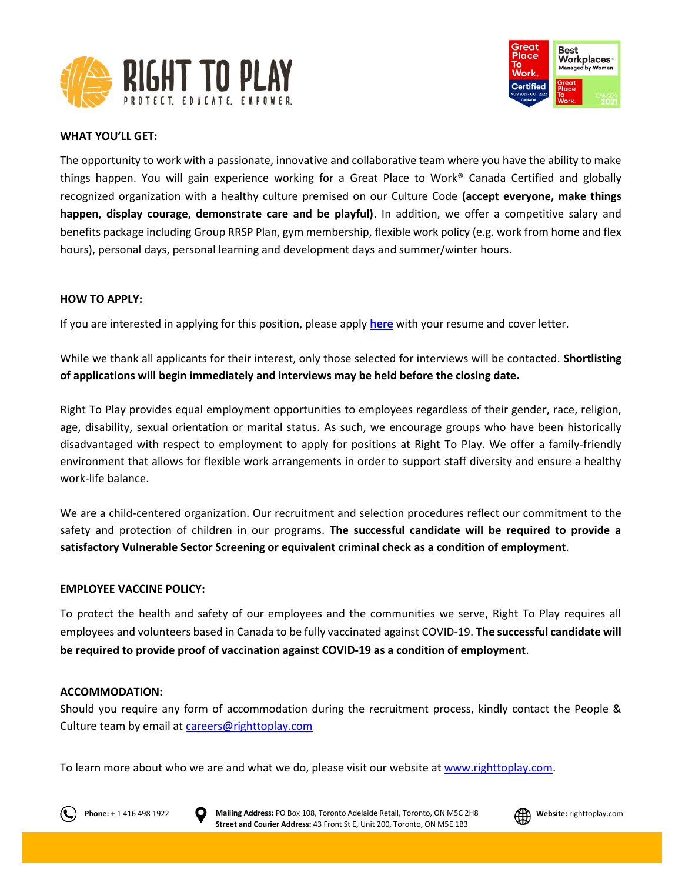**WHAT YOU'LL GET:**

The opportunity to work with a passionate, innovative and collaborative team where you have the ability to make things happen. You will gain experience working for a Great Place to Work® Canada Certified and globally recognized organization with a healthy culture premised on our Culture Code **(accept everyone, make things happen, display courage, demonstrate care and be playful)**. In addition, we offer a competitive salary and benefits package including Group RRSP Plan, gym membership, flexible work policy (e.g. work from home and flex hours), personal days, personal learning and development days and summer/winter hours.

**HOW TO APPLY:**

If you are interested in applying for this position, please apply **here** with your resume and cover letter.

While we thank all applicants for their interest, only those selected for interviews will be contacted. **Shortlisting of applications will begin immediately and interviews may be held before the closing date.**

Right To Play provides equal employment opportunities to employees regardless of their gender, race, religion, age, disability, sexual orientation or marital status. As such, we encourage groups who have been historically disadvantaged with respect to employment to apply for positions at Right To Play. We offer a family-friendly environment that allows for flexible work arrangements in order to support staff diversity and ensure a healthy work-life balance.

We are a child-centered organization. Our recruitment and selection procedures reflect our commitment to the safety and protection of children in our programs. **The successful candidate will be required to provide a satisfactory Vulnerable Sector Screening or equivalent criminal check as a condition of employment**.

**EMPLOYEE VACCINE POLICY:**

To protect the health and safety of our employees and the communities we serve, Right To Play requires all employees and volunteers based in Canada to be fully vaccinated against COVID-19. **The successful candidate will be required to provide proof of vaccination against COVID-19 as a condition of employment**.

**ACCOMMODATION:**

Should you require any form of accommodation during the recruitment process, kindly contact the People & Culture team by email at careers@righttoplay.com

To learn more about who we are and what we do, please visit our website at www.righttoplay.com.